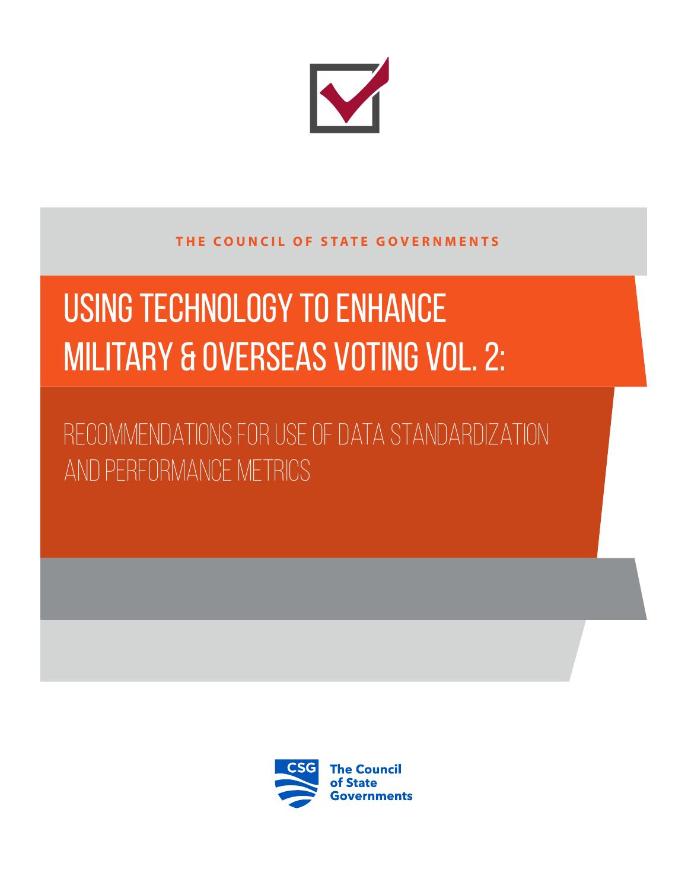THE COUNCIL OF STATE GOVERNMENTS

# USING TECHNOLOGY TO ENHANCE MILITARY & OVERSEAS VOTING VOL. 2:

## RECOMMENDATIONS FOR USE OF DATA STANDARDIZATION AND PERFORMANCE METRICS

CSG The Council of State Governments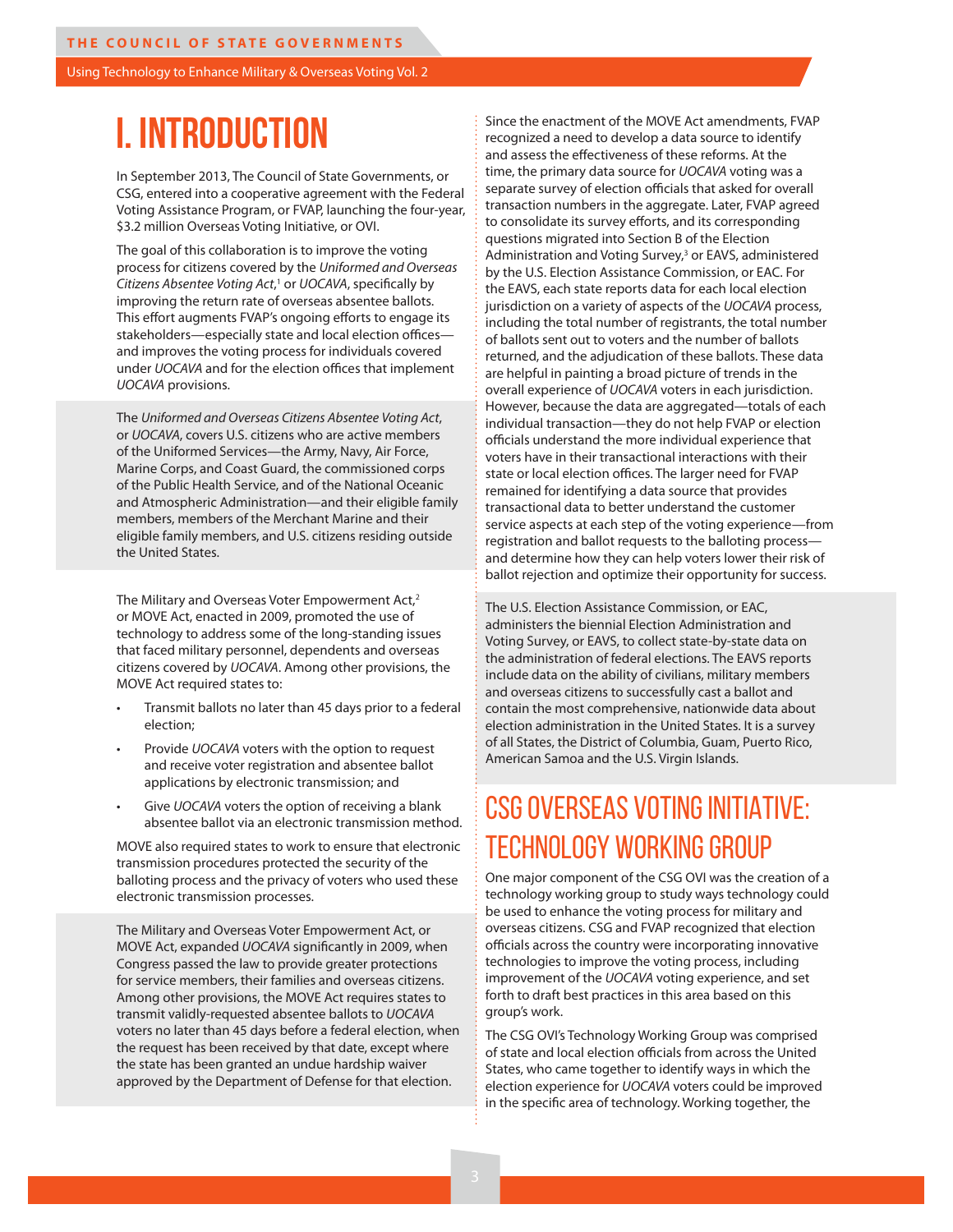# I. INTRODUCTION

In September 2013, The Council of State Governments, or CSG, entered into a cooperative agreement with the Federal Voting Assistance Program, or FVAP, launching the four-year, $3.2 million Overseas Voting Initiative, or OVI.

The goal of this collaboration is to improve the voting process for citizens covered by the *Uniformed and Overseas Citizens Absentee Voting Act*,[1] or *UOCAVA*, specifically by improving the return rate of overseas absentee ballots. This effort augments FVAP's ongoing efforts to engage its stakeholders—especially state and local election offices—and improves the voting process for individuals covered under *UOCAVA* and for the election offices that implement *UOCAVA* provisions.

The *Uniformed and Overseas Citizens Absentee Voting Act*, or *UOCAVA*, covers U.S. citizens who are active members of the Uniformed Services—the Army, Navy, Air Force, Marine Corps, and Coast Guard, the commissioned corps of the Public Health Service, and of the National Oceanic and Atmospheric Administration—and their eligible family members, members of the Merchant Marine and their eligible family members, and U.S. citizens residing outside the United States.

The Military and Overseas Voter Empowerment Act,[2] or MOVE Act, enacted in 2009, promoted the use of technology to address some of the long-standing issues that faced military personnel, dependents and overseas citizens covered by *UOCAVA*. Among other provisions, the MOVE Act required states to:

- Transmit ballots no later than 45 days prior to a federal election;
- Provide *UOCAVA* voters with the option to request and receive voter registration and absentee ballot applications by electronic transmission; and
- Give *UOCAVA* voters the option of receiving a blank absentee ballot via an electronic transmission method.

MOVE also required states to work to ensure that electronic transmission procedures protected the security of the balloting process and the privacy of voters who used these electronic transmission processes.

The Military and Overseas Voter Empowerment Act, or MOVE Act, expanded *UOCAVA* significantly in 2009, when Congress passed the law to provide greater protections for service members, their families and overseas citizens. Among other provisions, the MOVE Act requires states to transmit validly-requested absentee ballots to *UOCAVA* voters no later than 45 days before a federal election, when the request has been received by that date, except where the state has been granted an undue hardship waiver approved by the Department of Defense for that election.

Since the enactment of the MOVE Act amendments, FVAP recognized a need to develop a data source to identify and assess the effectiveness of these reforms. At the time, the primary data source for *UOCAVA* voting was a separate survey of election officials that asked for overall transaction numbers in the aggregate. Later, FVAP agreed to consolidate its survey efforts, and its corresponding questions migrated into Section B of the Election Administration and Voting Survey,[3] or EAVS, administered by the U.S. Election Assistance Commission, or EAC. For the EAVS, each state reports data for each local election jurisdiction on a variety of aspects of the *UOCAVA* process, including the total number of registrants, the total number of ballots sent out to voters and the number of ballots returned, and the adjudication of these ballots. These data are helpful in painting a broad picture of trends in the overall experience of *UOCAVA* voters in each jurisdiction. However, because the data are aggregated—totals of each individual transaction—they do not help FVAP or election officials understand the more individual experience that voters have in their transactional interactions with their state or local election offices. The larger need for FVAP remained for identifying a data source that provides transactional data to better understand the customer service aspects at each step of the voting experience—from registration and ballot requests to the balloting process—and determine how they can help voters lower their risk of ballot rejection and optimize their opportunity for success.

The U.S. Election Assistance Commission, or EAC, administers the biennial Election Administration and Voting Survey, or EAVS, to collect state-by-state data on the administration of federal elections. The EAVS reports include data on the ability of civilians, military members and overseas citizens to successfully cast a ballot and contain the most comprehensive, nationwide data about election administration in the United States. It is a survey of all States, the District of Columbia, Guam, Puerto Rico, American Samoa and the U.S. Virgin Islands.

## CSG OVERSEAS VOTING INITIATIVE: TECHNOLOGY WORKING GROUP

One major component of the CSG OVI was the creation of a technology working group to study ways technology could be used to enhance the voting process for military and overseas citizens. CSG and FVAP recognized that election officials across the country were incorporating innovative technologies to improve the voting process, including improvement of the *UOCAVA* voting experience, and set forth to draft best practices in this area based on this group's work.

The CSG OVI's Technology Working Group was comprised of state and local election officials from across the United States, who came together to identify ways in which the election experience for *UOCAVA* voters could be improved in the specific area of technology. Working together, the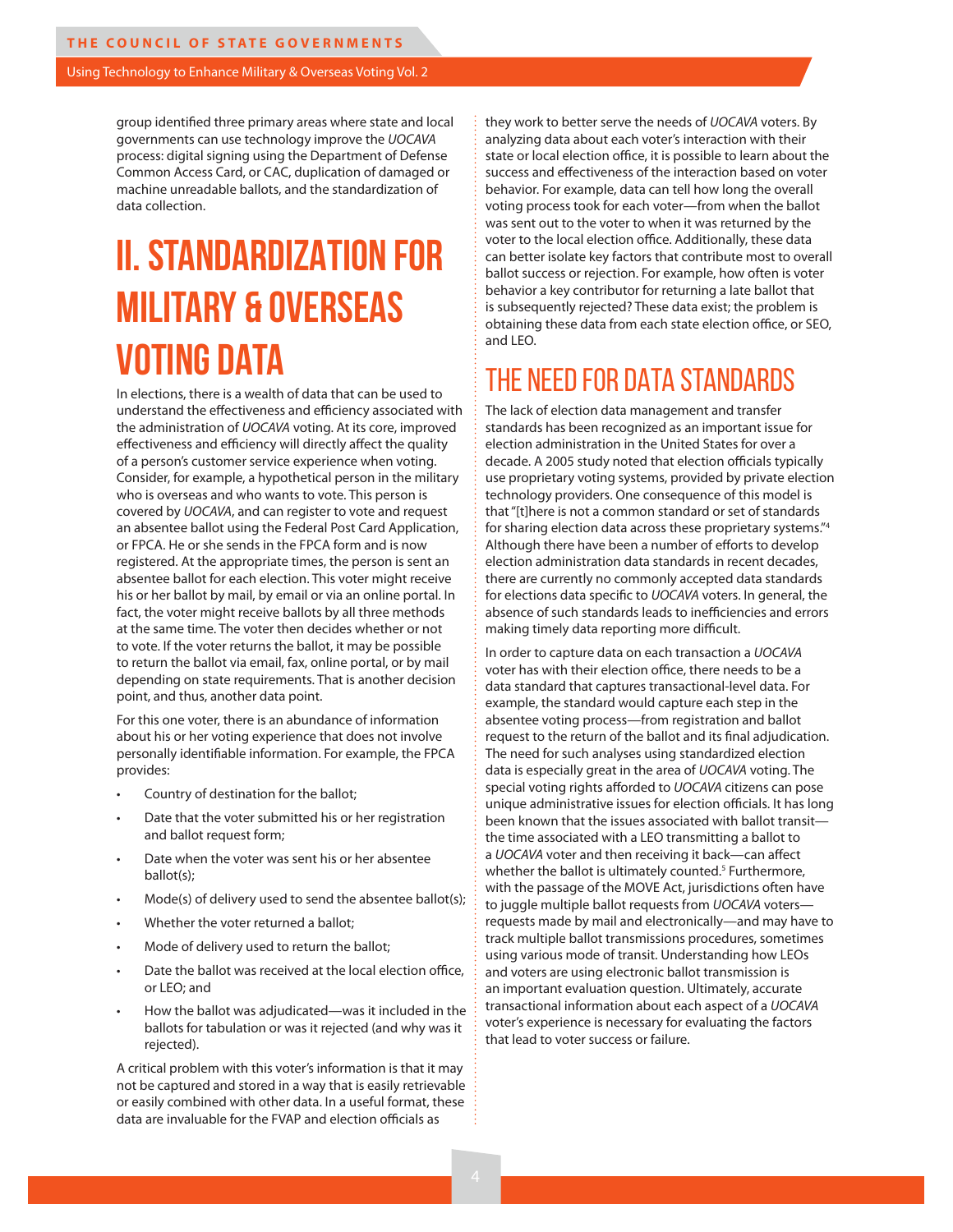group identified three primary areas where state and local governments can use technology improve the *UOCAVA* process: digital signing using the Department of Defense Common Access Card, or CAC, duplication of damaged or machine unreadable ballots, and the standardization of data collection.

# II. Standardization for Military & Overseas Voting Data

In elections, there is a wealth of data that can be used to understand the effectiveness and efficiency associated with the administration of *UOCAVA* voting. At its core, improved effectiveness and efficiency will directly affect the quality of a person's customer service experience when voting. Consider, for example, a hypothetical person in the military who is overseas and who wants to vote. This person is covered by *UOCAVA*, and can register to vote and request an absentee ballot using the Federal Post Card Application, or FPCA. He or she sends in the FPCA form and is now registered. At the appropriate times, the person is sent an absentee ballot for each election. This voter might receive his or her ballot by mail, by email or via an online portal. In fact, the voter might receive ballots by all three methods at the same time. The voter then decides whether or not to vote. If the voter returns the ballot, it may be possible to return the ballot via email, fax, online portal, or by mail depending on state requirements. That is another decision point, and thus, another data point.

For this one voter, there is an abundance of information about his or her voting experience that does not involve personally identifiable information. For example, the FPCA provides:

- Country of destination for the ballot;
- Date that the voter submitted his or her registration and ballot request form;
- Date when the voter was sent his or her absentee ballot(s);
- Mode(s) of delivery used to send the absentee ballot(s);
- Whether the voter returned a ballot;
- Mode of delivery used to return the ballot;
- Date the ballot was received at the local election office, or LEO; and
- How the ballot was adjudicated—was it included in the ballots for tabulation or was it rejected (and why was it rejected).

A critical problem with this voter's information is that it may not be captured and stored in a way that is easily retrievable or easily combined with other data. In a useful format, these data are invaluable for the FVAP and election officials as they work to better serve the needs of *UOCAVA* voters. By analyzing data about each voter's interaction with their state or local election office, it is possible to learn about the success and effectiveness of the interaction based on voter behavior. For example, data can tell how long the overall voting process took for each voter—from when the ballot was sent out to the voter to when it was returned by the voter to the local election office. Additionally, these data can better isolate key factors that contribute most to overall ballot success or rejection. For example, how often is voter behavior a key contributor for returning a late ballot that is subsequently rejected? These data exist; the problem is obtaining these data from each state election office, or SEO, and LEO.

## The Need for Data Standards

The lack of election data management and transfer standards has been recognized as an important issue for election administration in the United States for over a decade. A 2005 study noted that election officials typically use proprietary voting systems, provided by private election technology providers. One consequence of this model is that "[t]here is not a common standard or set of standards for sharing election data across these proprietary systems."[4] Although there have been a number of efforts to develop election administration data standards in recent decades, there are currently no commonly accepted data standards for elections data specific to *UOCAVA* voters. In general, the absence of such standards leads to inefficiencies and errors making timely data reporting more difficult.

In order to capture data on each transaction a *UOCAVA* voter has with their election office, there needs to be a data standard that captures transactional-level data. For example, the standard would capture each step in the absentee voting process—from registration and ballot request to the return of the ballot and its final adjudication. The need for such analyses using standardized election data is especially great in the area of *UOCAVA* voting. The special voting rights afforded to *UOCAVA* citizens can pose unique administrative issues for election officials. It has long been known that the issues associated with ballot transit—the time associated with a LEO transmitting a ballot to a *UOCAVA* voter and then receiving it back—can affect whether the ballot is ultimately counted.[5] Furthermore, with the passage of the MOVE Act, jurisdictions often have to juggle multiple ballot requests from *UOCAVA* voters—requests made by mail and electronically—and may have to track multiple ballot transmissions procedures, sometimes using various mode of transit. Understanding how LEOs and voters are using electronic ballot transmission is an important evaluation question. Ultimately, accurate transactional information about each aspect of a *UOCAVA* voter's experience is necessary for evaluating the factors that lead to voter success or failure.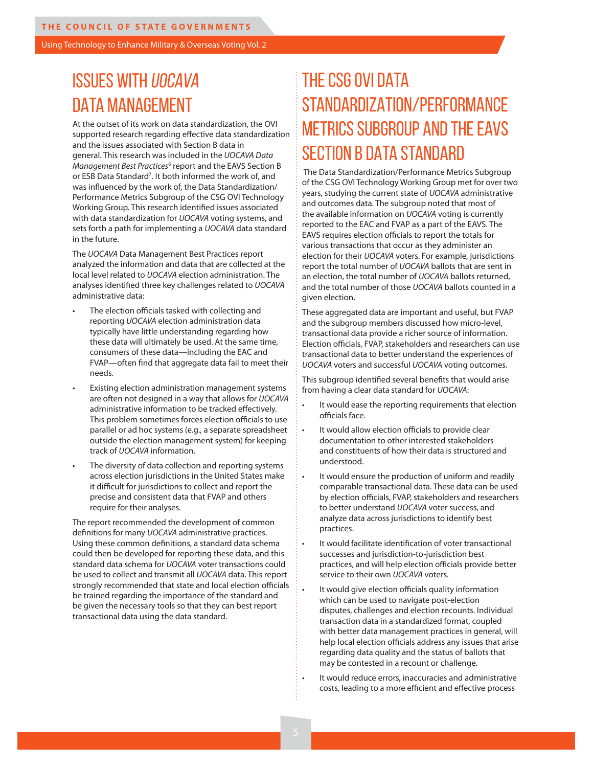## ISSUES WITH *UOCAVA* DATA MANAGEMENT

At the outset of its work on data standardization, the OVI supported research regarding effective data standardization and the issues associated with Section B data in general. This research was included in the *UOCAVA Data Management Best Practices*[6] report and the EAVS Section B or ESB Data Standard[7]. It both informed the work of, and was influenced by the work of, the Data Standardization/Performance Metrics Subgroup of the CSG OVI Technology Working Group. This research identified issues associated with data standardization for *UOCAVA* voting systems, and sets forth a path for implementing a *UOCAVA* data standard in the future.

The *UOCAVA* Data Management Best Practices report analyzed the information and data that are collected at the local level related to *UOCAVA* election administration. The analyses identified three key challenges related to *UOCAVA* administrative data:

- The election officials tasked with collecting and reporting *UOCAVA* election administration data typically have little understanding regarding how these data will ultimately be used. At the same time, consumers of these data—including the EAC and FVAP—often find that aggregate data fail to meet their needs.
- Existing election administration management systems are often not designed in a way that allows for *UOCAVA* administrative information to be tracked effectively. This problem sometimes forces election officials to use parallel or ad hoc systems (e.g., a separate spreadsheet outside the election management system) for keeping track of *UOCAVA* information.
- The diversity of data collection and reporting systems across election jurisdictions in the United States make it difficult for jurisdictions to collect and report the precise and consistent data that FVAP and others require for their analyses.

The report recommended the development of common definitions for many *UOCAVA* administrative practices. Using these common definitions, a standard data schema could then be developed for reporting these data, and this standard data schema for *UOCAVA* voter transactions could be used to collect and transmit all *UOCAVA* data. This report strongly recommended that state and local election officials be trained regarding the importance of the standard and be given the necessary tools so that they can best report transactional data using the data standard.

## THE CSG OVI DATA STANDARDIZATION/PERFORMANCE METRICS SUBGROUP AND THE EAVS SECTION B DATA STANDARD

The Data Standardization/Performance Metrics Subgroup of the CSG OVI Technology Working Group met for over two years, studying the current state of *UOCAVA* administrative and outcomes data. The subgroup noted that most of the available information on *UOCAVA* voting is currently reported to the EAC and FVAP as a part of the EAVS. The EAVS requires election officials to report the totals for various transactions that occur as they administer an election for their *UOCAVA* voters. For example, jurisdictions report the total number of *UOCAVA* ballots that are sent in an election, the total number of *UOCAVA* ballots returned, and the total number of those *UOCAVA* ballots counted in a given election.

These aggregated data are important and useful, but FVAP and the subgroup members discussed how micro-level, transactional data provide a richer source of information. Election officials, FVAP, stakeholders and researchers can use transactional data to better understand the experiences of *UOCAVA* voters and successful *UOCAVA* voting outcomes.

This subgroup identified several benefits that would arise from having a clear data standard for *UOCAVA*:

- It would ease the reporting requirements that election officials face.
- It would allow election officials to provide clear documentation to other interested stakeholders and constituents of how their data is structured and understood.
- It would ensure the production of uniform and readily comparable transactional data. These data can be used by election officials, FVAP, stakeholders and researchers to better understand *UOCAVA* voter success, and analyze data across jurisdictions to identify best practices.
- It would facilitate identification of voter transactional successes and jurisdiction-to-jurisdiction best practices, and will help election officials provide better service to their own *UOCAVA* voters.
- It would give election officials quality information which can be used to navigate post-election disputes, challenges and election recounts. Individual transaction data in a standardized format, coupled with better data management practices in general, will help local election officials address any issues that arise regarding data quality and the status of ballots that may be contested in a recount or challenge.
- It would reduce errors, inaccuracies and administrative costs, leading to a more efficient and effective process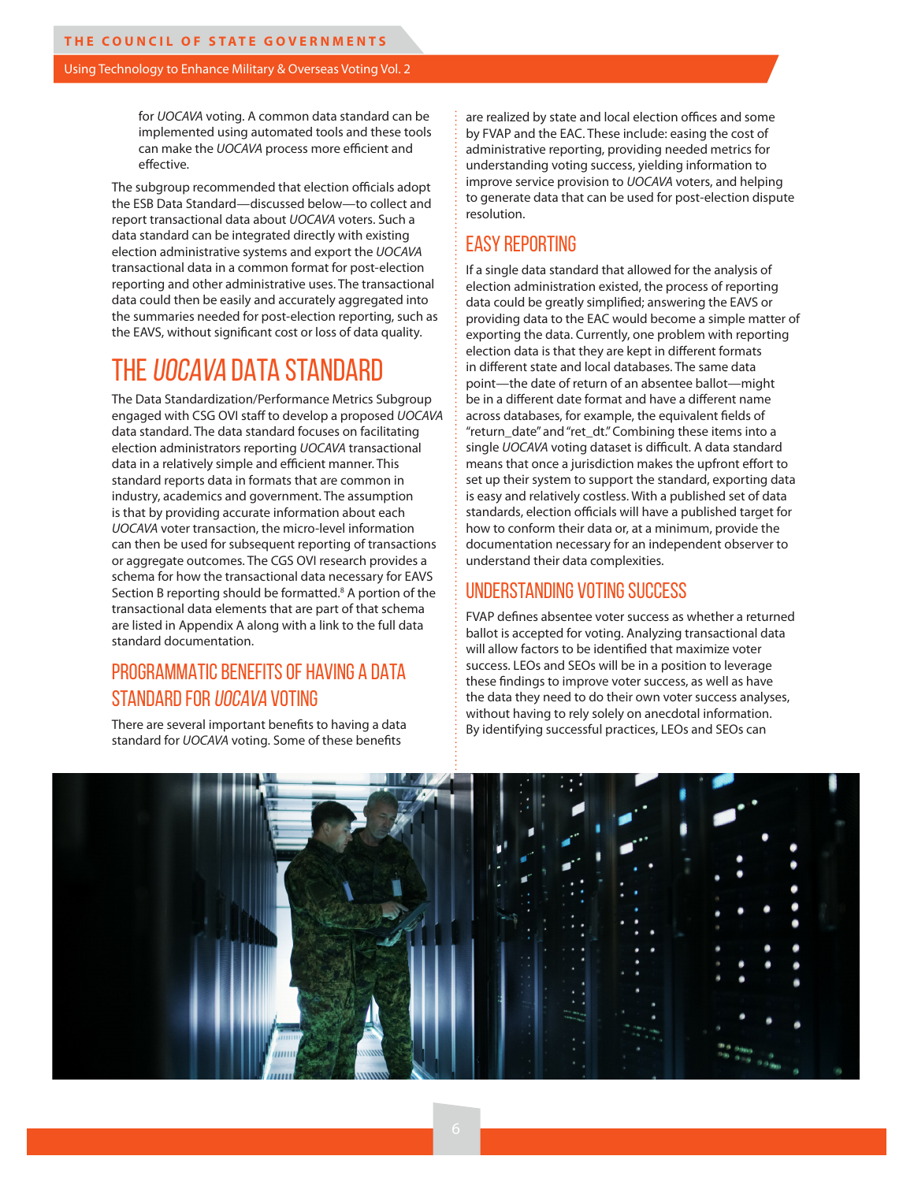for *UOCAVA* voting. A common data standard can be implemented using automated tools and these tools can make the *UOCAVA* process more efficient and effective.

The subgroup recommended that election officials adopt the ESB Data Standard—discussed below—to collect and report transactional data about *UOCAVA* voters. Such a data standard can be integrated directly with existing election administrative systems and export the *UOCAVA* transactional data in a common format for post-election reporting and other administrative uses. The transactional data could then be easily and accurately aggregated into the summaries needed for post-election reporting, such as the EAVS, without significant cost or loss of data quality.

# THE *UOCAVA* DATA STANDARD

The Data Standardization/Performance Metrics Subgroup engaged with CSG OVI staff to develop a proposed *UOCAVA* data standard. The data standard focuses on facilitating election administrators reporting *UOCAVA* transactional data in a relatively simple and efficient manner. This standard reports data in formats that are common in industry, academics and government. The assumption is that by providing accurate information about each *UOCAVA* voter transaction, the micro-level information can then be used for subsequent reporting of transactions or aggregate outcomes. The CGS OVI research provides a schema for how the transactional data necessary for EAVS Section B reporting should be formatted.[8] A portion of the transactional data elements that are part of that schema are listed in Appendix A along with a link to the full data standard documentation.

## PROGRAMMATIC BENEFITS OF HAVING A DATA STANDARD FOR *UOCAVA* VOTING

There are several important benefits to having a data standard for *UOCAVA* voting. Some of these benefits are realized by state and local election offices and some by FVAP and the EAC. These include: easing the cost of administrative reporting, providing needed metrics for understanding voting success, yielding information to improve service provision to *UOCAVA* voters, and helping to generate data that can be used for post-election dispute resolution.

## EASY REPORTING

If a single data standard that allowed for the analysis of election administration existed, the process of reporting data could be greatly simplified; answering the EAVS or providing data to the EAC would become a simple matter of exporting the data. Currently, one problem with reporting election data is that they are kept in different formats in different state and local databases. The same data point—the date of return of an absentee ballot—might be in a different date format and have a different name across databases, for example, the equivalent fields of "return_date" and "ret_dt." Combining these items into a single *UOCAVA* voting dataset is difficult. A data standard means that once a jurisdiction makes the upfront effort to set up their system to support the standard, exporting data is easy and relatively costless. With a published set of data standards, election officials will have a published target for how to conform their data or, at a minimum, provide the documentation necessary for an independent observer to understand their data complexities.

## UNDERSTANDING VOTING SUCCESS

FVAP defines absentee voter success as whether a returned ballot is accepted for voting. Analyzing transactional data will allow factors to be identified that maximize voter success. LEOs and SEOs will be in a position to leverage these findings to improve voter success, as well as have the data they need to do their own voter success analyses, without having to rely solely on anecdotal information. By identifying successful practices, LEOs and SEOs can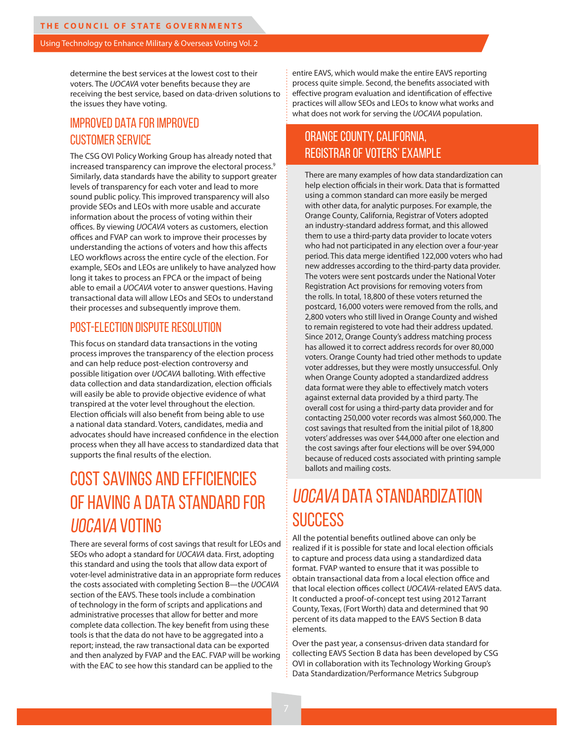determine the best services at the lowest cost to their voters. The *UOCAVA* voter benefits because they are receiving the best service, based on data-driven solutions to the issues they have voting.

### IMPROVED DATA FOR IMPROVED CUSTOMER SERVICE

The CSG OVI Policy Working Group has already noted that increased transparency can improve the electoral process.[9] Similarly, data standards have the ability to support greater levels of transparency for each voter and lead to more sound public policy. This improved transparency will also provide SEOs and LEOs with more usable and accurate information about the process of voting within their offices. By viewing *UOCAVA* voters as customers, election offices and FVAP can work to improve their processes by understanding the actions of voters and how this affects LEO workflows across the entire cycle of the election. For example, SEOs and LEOs are unlikely to have analyzed how long it takes to process an FPCA or the impact of being able to email a *UOCAVA* voter to answer questions. Having transactional data will allow LEOs and SEOs to understand their processes and subsequently improve them.

### POST-ELECTION DISPUTE RESOLUTION

This focus on standard data transactions in the voting process improves the transparency of the election process and can help reduce post-election controversy and possible litigation over *UOCAVA* balloting. With effective data collection and data standardization, election officials will easily be able to provide objective evidence of what transpired at the voter level throughout the election. Election officials will also benefit from being able to use a national data standard. Voters, candidates, media and advocates should have increased confidence in the election process when they all have access to standardized data that supports the final results of the election.

## COST SAVINGS AND EFFICIENCIES OF HAVING A DATA STANDARD FOR *UOCAVA* VOTING

There are several forms of cost savings that result for LEOs and SEOs who adopt a standard for *UOCAVA* data. First, adopting this standard and using the tools that allow data export of voter-level administrative data in an appropriate form reduces the costs associated with completing Section B—the *UOCAVA* section of the EAVS. These tools include a combination of technology in the form of scripts and applications and administrative processes that allow for better and more complete data collection. The key benefit from using these tools is that the data do not have to be aggregated into a report; instead, the raw transactional data can be exported and then analyzed by FVAP and the EAC. FVAP will be working with the EAC to see how this standard can be applied to the entire EAVS, which would make the entire EAVS reporting process quite simple. Second, the benefits associated with effective program evaluation and identification of effective practices will allow SEOs and LEOs to know what works and what does not work for serving the *UOCAVA* population.

### ORANGE COUNTY, CALIFORNIA, REGISTRAR OF VOTERS' EXAMPLE

There are many examples of how data standardization can help election officials in their work. Data that is formatted using a common standard can more easily be merged with other data, for analytic purposes. For example, the Orange County, California, Registrar of Voters adopted an industry-standard address format, and this allowed them to use a third-party data provider to locate voters who had not participated in any election over a four-year period. This data merge identified 122,000 voters who had new addresses according to the third-party data provider. The voters were sent postcards under the National Voter Registration Act provisions for removing voters from the rolls. In total, 18,800 of these voters returned the postcard, 16,000 voters were removed from the rolls, and 2,800 voters who still lived in Orange County and wished to remain registered to vote had their address updated. Since 2012, Orange County's address matching process has allowed it to correct address records for over 80,000 voters. Orange County had tried other methods to update voter addresses, but they were mostly unsuccessful. Only when Orange County adopted a standardized address data format were they able to effectively match voters against external data provided by a third party. The overall cost for using a third-party data provider and for contacting 250,000 voter records was almost $60,000. The cost savings that resulted from the initial pilot of 18,800 voters' addresses was over $44,000 after one election and the cost savings after four elections will be over $94,000 because of reduced costs associated with printing sample ballots and mailing costs.

## *UOCAVA* DATA STANDARDIZATION SUCCESS

All the potential benefits outlined above can only be realized if it is possible for state and local election officials to capture and process data using a standardized data format. FVAP wanted to ensure that it was possible to obtain transactional data from a local election office and that local election offices collect *UOCAVA*-related EAVS data. It conducted a proof-of-concept test using 2012 Tarrant County, Texas, (Fort Worth) data and determined that 90 percent of its data mapped to the EAVS Section B data elements.

Over the past year, a consensus-driven data standard for collecting EAVS Section B data has been developed by CSG OVI in collaboration with its Technology Working Group's Data Standardization/Performance Metrics Subgroup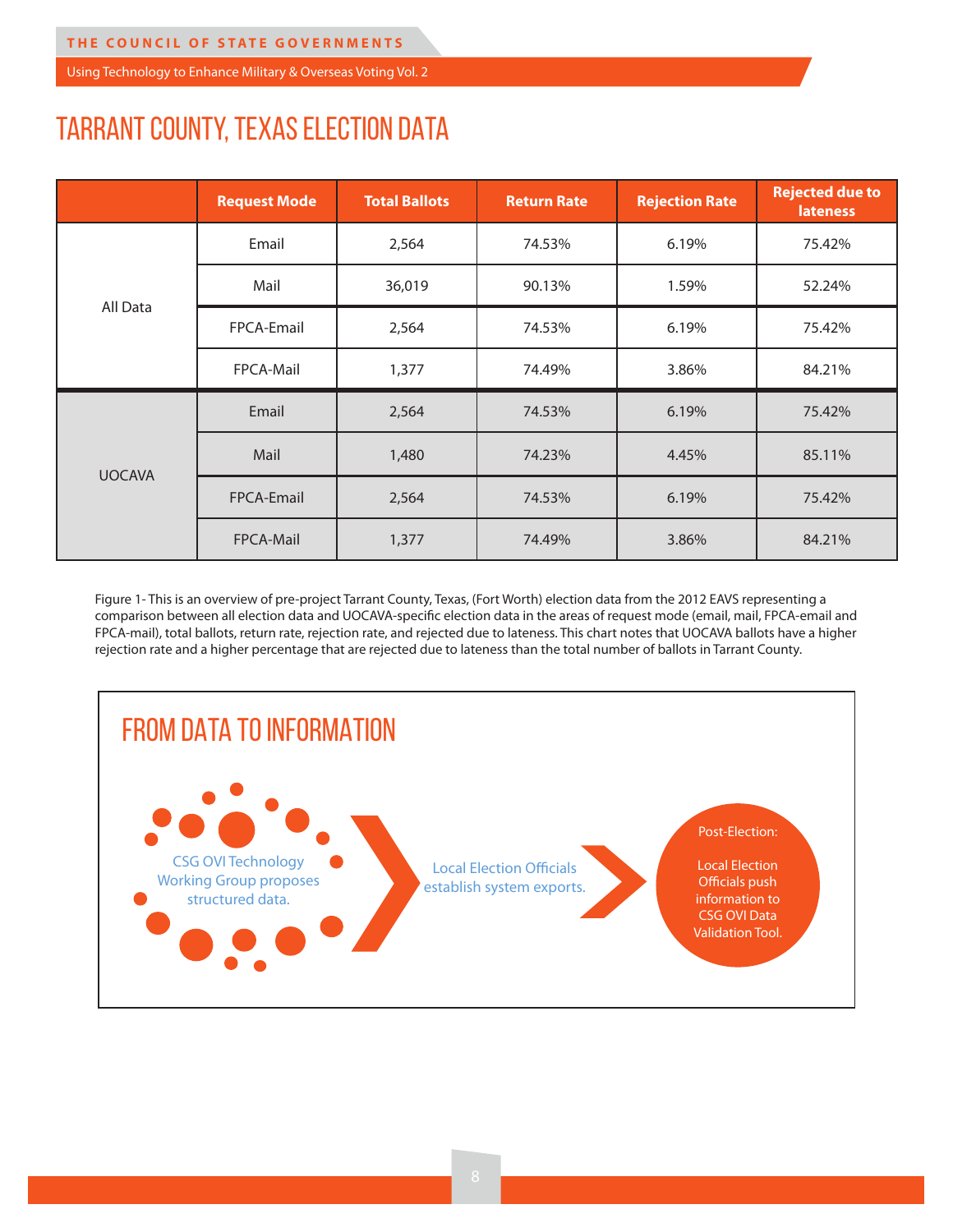# TARRANT COUNTY, TEXAS ELECTION DATA

| | Request Mode | Total Ballots | Return Rate | Rejection Rate | Rejected due to lateness |
|---|---|---|---|---|---|
| All Data | Email | 2,564 | 74.53% | 6.19% | 75.42% |
| | Mail | 36,019 | 90.13% | 1.59% | 52.24% |
| | FPCA-Email | 2,564 | 74.53% | 6.19% | 75.42% |
| | FPCA-Mail | 1,377 | 74.49% | 3.86% | 84.21% |
| UOCAVA | Email | 2,564 | 74.53% | 6.19% | 75.42% |
| | Mail | 1,480 | 74.23% | 4.45% | 85.11% |
| | FPCA-Email | 2,564 | 74.53% | 6.19% | 75.42% |
| | FPCA-Mail | 1,377 | 74.49% | 3.86% | 84.21% |

Figure 1- This is an overview of pre-project Tarrant County, Texas, (Fort Worth) election data from the 2012 EAVS representing a comparison between all election data and UOCAVA-specific election data in the areas of request mode (email, mail, FPCA-email and FPCA-mail), total ballots, return rate, rejection rate, and rejected due to lateness. This chart notes that UOCAVA ballots have a higher rejection rate and a higher percentage that are rejected due to lateness than the total number of ballots in Tarrant County.

## FROM DATA TO INFORMATION

CSG OVI Technology Working Group proposes structured data.

Local Election Officials establish system exports.

Post-Election:

Local Election Officials push information to CSG OVI Data Validation Tool.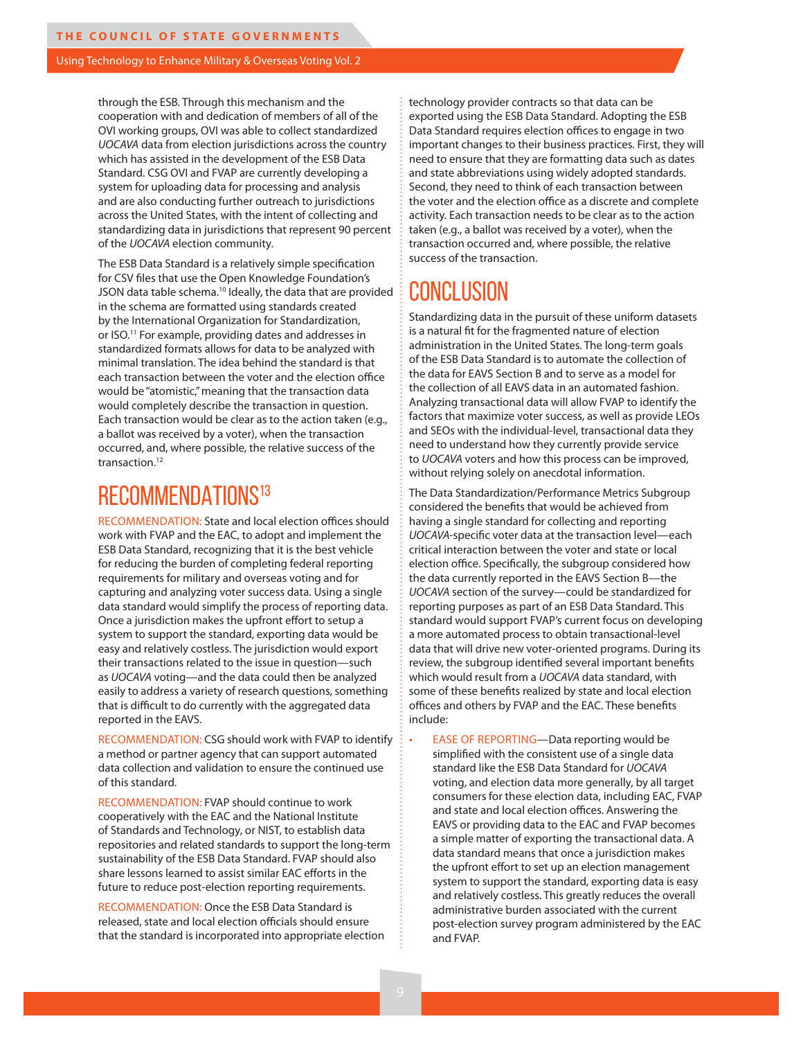through the ESB. Through this mechanism and the cooperation with and dedication of members of all of the OVI working groups, OVI was able to collect standardized *UOCAVA* data from election jurisdictions across the country which has assisted in the development of the ESB Data Standard. CSG OVI and FVAP are currently developing a system for uploading data for processing and analysis and are also conducting further outreach to jurisdictions across the United States, with the intent of collecting and standardizing data in jurisdictions that represent 90 percent of the *UOCAVA* election community.

The ESB Data Standard is a relatively simple specification for CSV files that use the Open Knowledge Foundation's JSON data table schema.[10] Ideally, the data that are provided in the schema are formatted using standards created by the International Organization for Standardization, or ISO.[11] For example, providing dates and addresses in standardized formats allows for data to be analyzed with minimal translation. The idea behind the standard is that each transaction between the voter and the election office would be "atomistic," meaning that the transaction data would completely describe the transaction in question. Each transaction would be clear as to the action taken (e.g., a ballot was received by a voter), when the transaction occurred, and, where possible, the relative success of the transaction.[12]

## RECOMMENDATIONS[13]

RECOMMENDATION: State and local election offices should work with FVAP and the EAC, to adopt and implement the ESB Data Standard, recognizing that it is the best vehicle for reducing the burden of completing federal reporting requirements for military and overseas voting and for capturing and analyzing voter success data. Using a single data standard would simplify the process of reporting data. Once a jurisdiction makes the upfront effort to setup a system to support the standard, exporting data would be easy and relatively costless. The jurisdiction would export their transactions related to the issue in question—such as *UOCAVA* voting—and the data could then be analyzed easily to address a variety of research questions, something that is difficult to do currently with the aggregated data reported in the EAVS.

RECOMMENDATION: CSG should work with FVAP to identify a method or partner agency that can support automated data collection and validation to ensure the continued use of this standard.

RECOMMENDATION: FVAP should continue to work cooperatively with the EAC and the National Institute of Standards and Technology, or NIST, to establish data repositories and related standards to support the long-term sustainability of the ESB Data Standard. FVAP should also share lessons learned to assist similar EAC efforts in the future to reduce post-election reporting requirements.

RECOMMENDATION: Once the ESB Data Standard is released, state and local election officials should ensure that the standard is incorporated into appropriate election technology provider contracts so that data can be exported using the ESB Data Standard. Adopting the ESB Data Standard requires election offices to engage in two important changes to their business practices. First, they will need to ensure that they are formatting data such as dates and state abbreviations using widely adopted standards. Second, they need to think of each transaction between the voter and the election office as a discrete and complete activity. Each transaction needs to be clear as to the action taken (e.g., a ballot was received by a voter), when the transaction occurred and, where possible, the relative success of the transaction.

## CONCLUSION

Standardizing data in the pursuit of these uniform datasets is a natural fit for the fragmented nature of election administration in the United States. The long-term goals of the ESB Data Standard is to automate the collection of the data for EAVS Section B and to serve as a model for the collection of all EAVS data in an automated fashion. Analyzing transactional data will allow FVAP to identify the factors that maximize voter success, as well as provide LEOs and SEOs with the individual-level, transactional data they need to understand how they currently provide service to *UOCAVA* voters and how this process can be improved, without relying solely on anecdotal information.

The Data Standardization/Performance Metrics Subgroup considered the benefits that would be achieved from having a single standard for collecting and reporting *UOCAVA*-specific voter data at the transaction level—each critical interaction between the voter and state or local election office. Specifically, the subgroup considered how the data currently reported in the EAVS Section B—the *UOCAVA* section of the survey—could be standardized for reporting purposes as part of an ESB Data Standard. This standard would support FVAP's current focus on developing a more automated process to obtain transactional-level data that will drive new voter-oriented programs. During its review, the subgroup identified several important benefits which would result from a *UOCAVA* data standard, with some of these benefits realized by state and local election offices and others by FVAP and the EAC. These benefits include:

- EASE OF REPORTING—Data reporting would be simplified with the consistent use of a single data standard like the ESB Data Standard for *UOCAVA* voting, and election data more generally, by all target consumers for these election data, including EAC, FVAP and state and local election offices. Answering the EAVS or providing data to the EAC and FVAP becomes a simple matter of exporting the transactional data. A data standard means that once a jurisdiction makes the upfront effort to set up an election management system to support the standard, exporting data is easy and relatively costless. This greatly reduces the overall administrative burden associated with the current post-election survey program administered by the EAC and FVAP.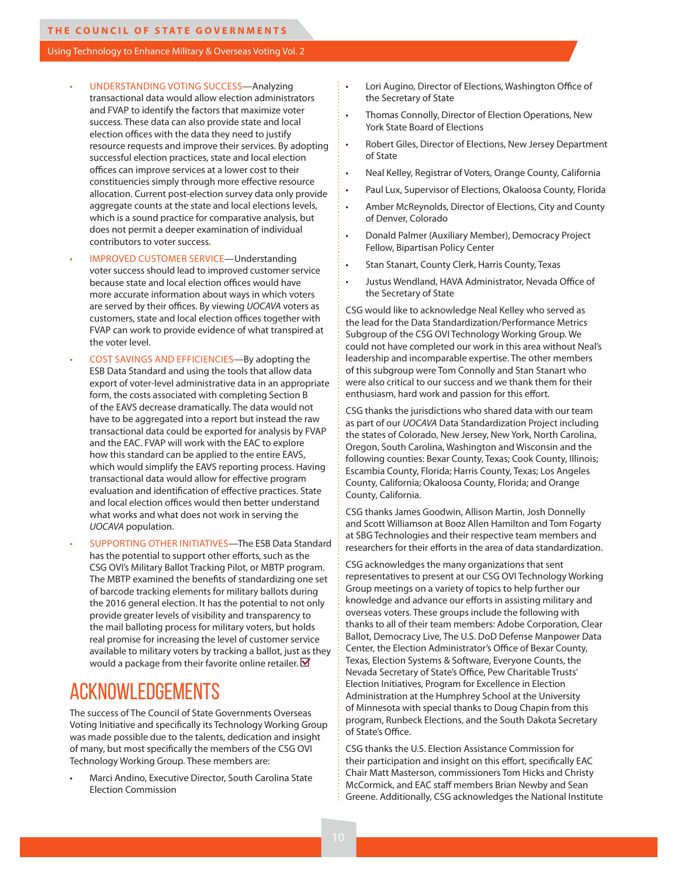- UNDERSTANDING VOTING SUCCESS—Analyzing transactional data would allow election administrators and FVAP to identify the factors that maximize voter success. These data can also provide state and local election offices with the data they need to justify resource requests and improve their services. By adopting successful election practices, state and local election offices can improve services at a lower cost to their constituencies simply through more effective resource allocation. Current post-election survey data only provide aggregate counts at the state and local elections levels, which is a sound practice for comparative analysis, but does not permit a deeper examination of individual contributors to voter success.
- IMPROVED CUSTOMER SERVICE—Understanding voter success should lead to improved customer service because state and local election offices would have more accurate information about ways in which voters are served by their offices. By viewing *UOCAVA* voters as customers, state and local election offices together with FVAP can work to provide evidence of what transpired at the voter level.
- COST SAVINGS AND EFFICIENCIES—By adopting the ESB Data Standard and using the tools that allow data export of voter-level administrative data in an appropriate form, the costs associated with completing Section B of the EAVS decrease dramatically. The data would not have to be aggregated into a report but instead the raw transactional data could be exported for analysis by FVAP and the EAC. FVAP will work with the EAC to explore how this standard can be applied to the entire EAVS, which would simplify the EAVS reporting process. Having transactional data would allow for effective program evaluation and identification of effective practices. State and local election offices would then better understand what works and what does not work in serving the *UOCAVA* population.
- SUPPORTING OTHER INITIATIVES—The ESB Data Standard has the potential to support other efforts, such as the CSG OVI's Military Ballot Tracking Pilot, or MBTP program. The MBTP examined the benefits of standardizing one set of barcode tracking elements for military ballots during the 2016 general election. It has the potential to not only provide greater levels of visibility and transparency to the mail balloting process for military voters, but holds real promise for increasing the level of customer service available to military voters by tracking a ballot, just as they would a package from their favorite online retailer.

# ACKNOWLEDGEMENTS

The success of The Council of State Governments Overseas Voting Initiative and specifically its Technology Working Group was made possible due to the talents, dedication and insight of many, but most specifically the members of the CSG OVI Technology Working Group. These members are:

- Marci Andino, Executive Director, South Carolina State Election Commission
- Lori Augino, Director of Elections, Washington Office of the Secretary of State
- Thomas Connolly, Director of Election Operations, New York State Board of Elections
- Robert Giles, Director of Elections, New Jersey Department of State
- Neal Kelley, Registrar of Voters, Orange County, California
- Paul Lux, Supervisor of Elections, Okaloosa County, Florida
- Amber McReynolds, Director of Elections, City and County of Denver, Colorado
- Donald Palmer (Auxiliary Member), Democracy Project Fellow, Bipartisan Policy Center
- Stan Stanart, County Clerk, Harris County, Texas
- Justus Wendland, HAVA Administrator, Nevada Office of the Secretary of State

CSG would like to acknowledge Neal Kelley who served as the lead for the Data Standardization/Performance Metrics Subgroup of the CSG OVI Technology Working Group. We could not have completed our work in this area without Neal's leadership and incomparable expertise. The other members of this subgroup were Tom Connolly and Stan Stanart who were also critical to our success and we thank them for their enthusiasm, hard work and passion for this effort.

CSG thanks the jurisdictions who shared data with our team as part of our *UOCAVA* Data Standardization Project including the states of Colorado, New Jersey, New York, North Carolina, Oregon, South Carolina, Washington and Wisconsin and the following counties: Bexar County, Texas; Cook County, Illinois; Escambia County, Florida; Harris County, Texas; Los Angeles County, California; Okaloosa County, Florida; and Orange County, California.

CSG thanks James Goodwin, Allison Martin, Josh Donnelly and Scott Williamson at Booz Allen Hamilton and Tom Fogarty at SBG Technologies and their respective team members and researchers for their efforts in the area of data standardization.

CSG acknowledges the many organizations that sent representatives to present at our CSG OVI Technology Working Group meetings on a variety of topics to help further our knowledge and advance our efforts in assisting military and overseas voters. These groups include the following with thanks to all of their team members: Adobe Corporation, Clear Ballot, Democracy Live, The U.S. DoD Defense Manpower Data Center, the Election Administrator's Office of Bexar County, Texas, Election Systems & Software, Everyone Counts, the Nevada Secretary of State's Office, Pew Charitable Trusts' Election Initiatives, Program for Excellence in Election Administration at the Humphrey School at the University of Minnesota with special thanks to Doug Chapin from this program, Runbeck Elections, and the South Dakota Secretary of State's Office.

CSG thanks the U.S. Election Assistance Commission for their participation and insight on this effort, specifically EAC Chair Matt Masterson, commissioners Tom Hicks and Christy McCormick, and EAC staff members Brian Newby and Sean Greene. Additionally, CSG acknowledges the National Institute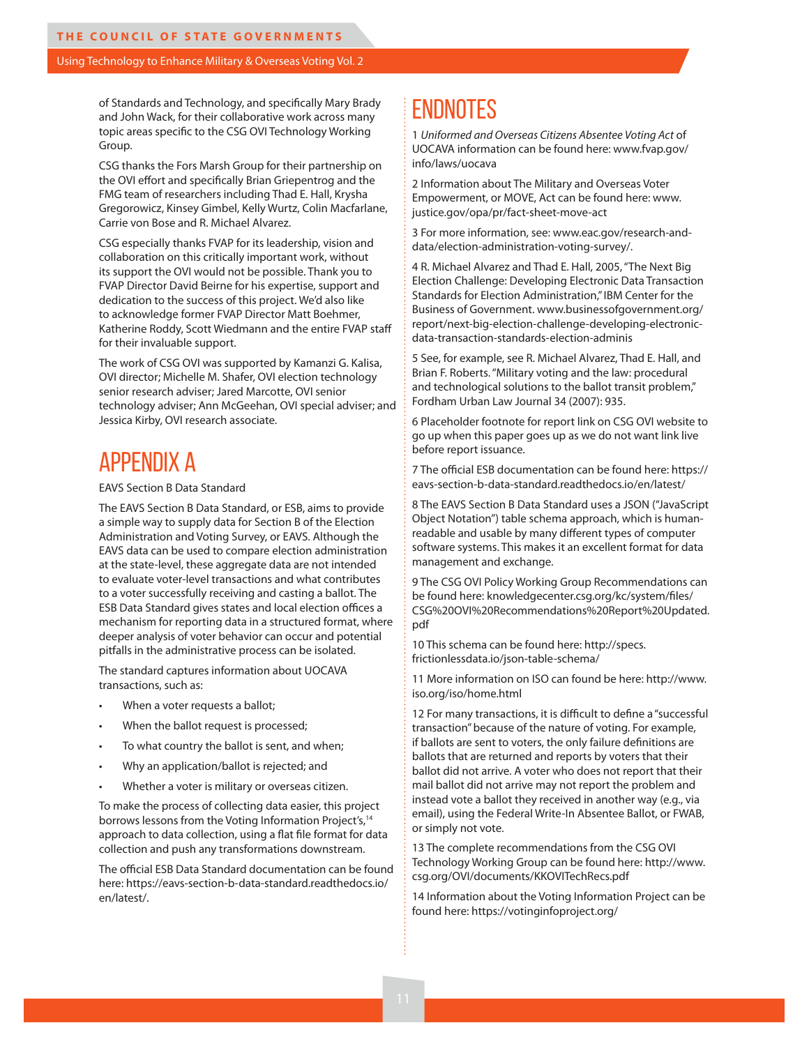of Standards and Technology, and specifically Mary Brady and John Wack, for their collaborative work across many topic areas specific to the CSG OVI Technology Working Group.

CSG thanks the Fors Marsh Group for their partnership on the OVI effort and specifically Brian Griepentrog and the FMG team of researchers including Thad E. Hall, Krysha Gregorowicz, Kinsey Gimbel, Kelly Wurtz, Colin Macfarlane, Carrie von Bose and R. Michael Alvarez.

CSG especially thanks FVAP for its leadership, vision and collaboration on this critically important work, without its support the OVI would not be possible. Thank you to FVAP Director David Beirne for his expertise, support and dedication to the success of this project. We'd also like to acknowledge former FVAP Director Matt Boehmer, Katherine Roddy, Scott Wiedmann and the entire FVAP staff for their invaluable support.

The work of CSG OVI was supported by Kamanzi G. Kalisa, OVI director; Michelle M. Shafer, OVI election technology senior research adviser; Jared Marcotte, OVI senior technology adviser; Ann McGeehan, OVI special adviser; and Jessica Kirby, OVI research associate.

# APPENDIX A

EAVS Section B Data Standard

The EAVS Section B Data Standard, or ESB, aims to provide a simple way to supply data for Section B of the Election Administration and Voting Survey, or EAVS. Although the EAVS data can be used to compare election administration at the state-level, these aggregate data are not intended to evaluate voter-level transactions and what contributes to a voter successfully receiving and casting a ballot. The ESB Data Standard gives states and local election offices a mechanism for reporting data in a structured format, where deeper analysis of voter behavior can occur and potential pitfalls in the administrative process can be isolated.

The standard captures information about UOCAVA transactions, such as:

- When a voter requests a ballot;
- When the ballot request is processed;
- To what country the ballot is sent, and when;
- Why an application/ballot is rejected; and
- Whether a voter is military or overseas citizen.

To make the process of collecting data easier, this project borrows lessons from the Voting Information Project's,[14] approach to data collection, using a flat file format for data collection and push any transformations downstream.

The official ESB Data Standard documentation can be found here: https://eavs-section-b-data-standard.readthedocs.io/en/latest/.

# ENDNOTES

1 *Uniformed and Overseas Citizens Absentee Voting Act* of UOCAVA information can be found here: www.fvap.gov/info/laws/uocava

2 Information about The Military and Overseas Voter Empowerment, or MOVE, Act can be found here: www.justice.gov/opa/pr/fact-sheet-move-act

3 For more information, see: www.eac.gov/research-and-data/election-administration-voting-survey/.

4 R. Michael Alvarez and Thad E. Hall, 2005, "The Next Big Election Challenge: Developing Electronic Data Transaction Standards for Election Administration," IBM Center for the Business of Government. www.businessofgovernment.org/report/next-big-election-challenge-developing-electronic-data-transaction-standards-election-adminis

5 See, for example, see R. Michael Alvarez, Thad E. Hall, and Brian F. Roberts. "Military voting and the law: procedural and technological solutions to the ballot transit problem," Fordham Urban Law Journal 34 (2007): 935.

6 Placeholder footnote for report link on CSG OVI website to go up when this paper goes up as we do not want link live before report issuance.

7 The official ESB documentation can be found here: https://eavs-section-b-data-standard.readthedocs.io/en/latest/

8 The EAVS Section B Data Standard uses a JSON ("JavaScript Object Notation") table schema approach, which is human-readable and usable by many different types of computer software systems. This makes it an excellent format for data management and exchange.

9 The CSG OVI Policy Working Group Recommendations can be found here: knowledgecenter.csg.org/kc/system/files/CSG%20OVI%20Recommendations%20Report%20Updated.pdf

10 This schema can be found here: http://specs.frictionlessdata.io/json-table-schema/

11 More information on ISO can found be here: http://www.iso.org/iso/home.html

12 For many transactions, it is difficult to define a "successful transaction" because of the nature of voting. For example, if ballots are sent to voters, the only failure definitions are ballots that are returned and reports by voters that their ballot did not arrive. A voter who does not report that their mail ballot did not arrive may not report the problem and instead vote a ballot they received in another way (e.g., via email), using the Federal Write-In Absentee Ballot, or FWAB, or simply not vote.

13 The complete recommendations from the CSG OVI Technology Working Group can be found here: http://www.csg.org/OVI/documents/KKOVITechRecs.pdf

14 Information about the Voting Information Project can be found here: https://votinginfoproject.org/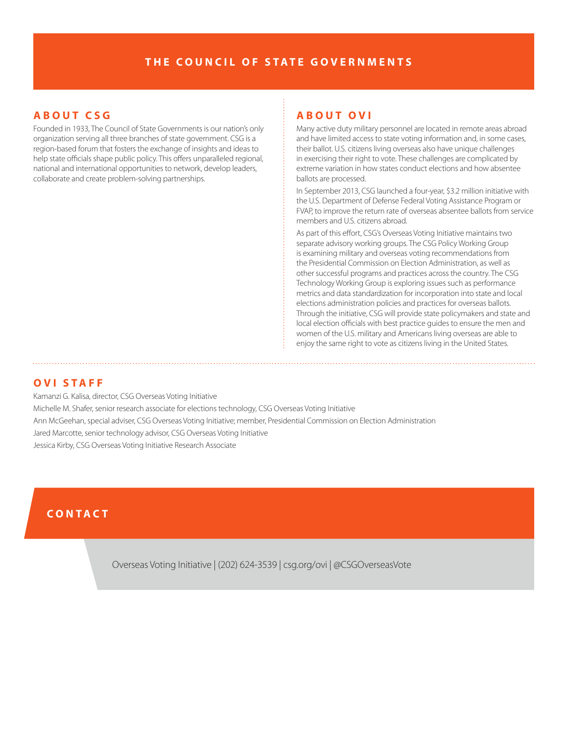# THE COUNCIL OF STATE GOVERNMENTS

## ABOUT CSG

Founded in 1933, The Council of State Governments is our nation's only organization serving all three branches of state government. CSG is a region-based forum that fosters the exchange of insights and ideas to help state officials shape public policy. This offers unparalleled regional, national and international opportunities to network, develop leaders, collaborate and create problem-solving partnerships.

## ABOUT OVI

Many active duty military personnel are located in remote areas abroad and have limited access to state voting information and, in some cases, their ballot. U.S. citizens living overseas also have unique challenges in exercising their right to vote. These challenges are complicated by extreme variation in how states conduct elections and how absentee ballots are processed.

In September 2013, CSG launched a four-year, $3.2 million initiative with the U.S. Department of Defense Federal Voting Assistance Program or FVAP, to improve the return rate of overseas absentee ballots from service members and U.S. citizens abroad.

As part of this effort, CSG's Overseas Voting Initiative maintains two separate advisory working groups. The CSG Policy Working Group is examining military and overseas voting recommendations from the Presidential Commission on Election Administration, as well as other successful programs and practices across the country. The CSG Technology Working Group is exploring issues such as performance metrics and data standardization for incorporation into state and local elections administration policies and practices for overseas ballots. Through the initiative, CSG will provide state policymakers and state and local election officials with best practice guides to ensure the men and women of the U.S. military and Americans living overseas are able to enjoy the same right to vote as citizens living in the United States.

## OVI STAFF

Kamanzi G. Kalisa, director, CSG Overseas Voting Initiative

Michelle M. Shafer, senior research associate for elections technology, CSG Overseas Voting Initiative

Ann McGeehan, special adviser, CSG Overseas Voting Initiative; member, Presidential Commission on Election Administration

Jared Marcotte, senior technology advisor, CSG Overseas Voting Initiative

Jessica Kirby, CSG Overseas Voting Initiative Research Associate

## CONTACT

Overseas Voting Initiative | (202) 624-3539 | csg.org/ovi | @CSGOverseasVote